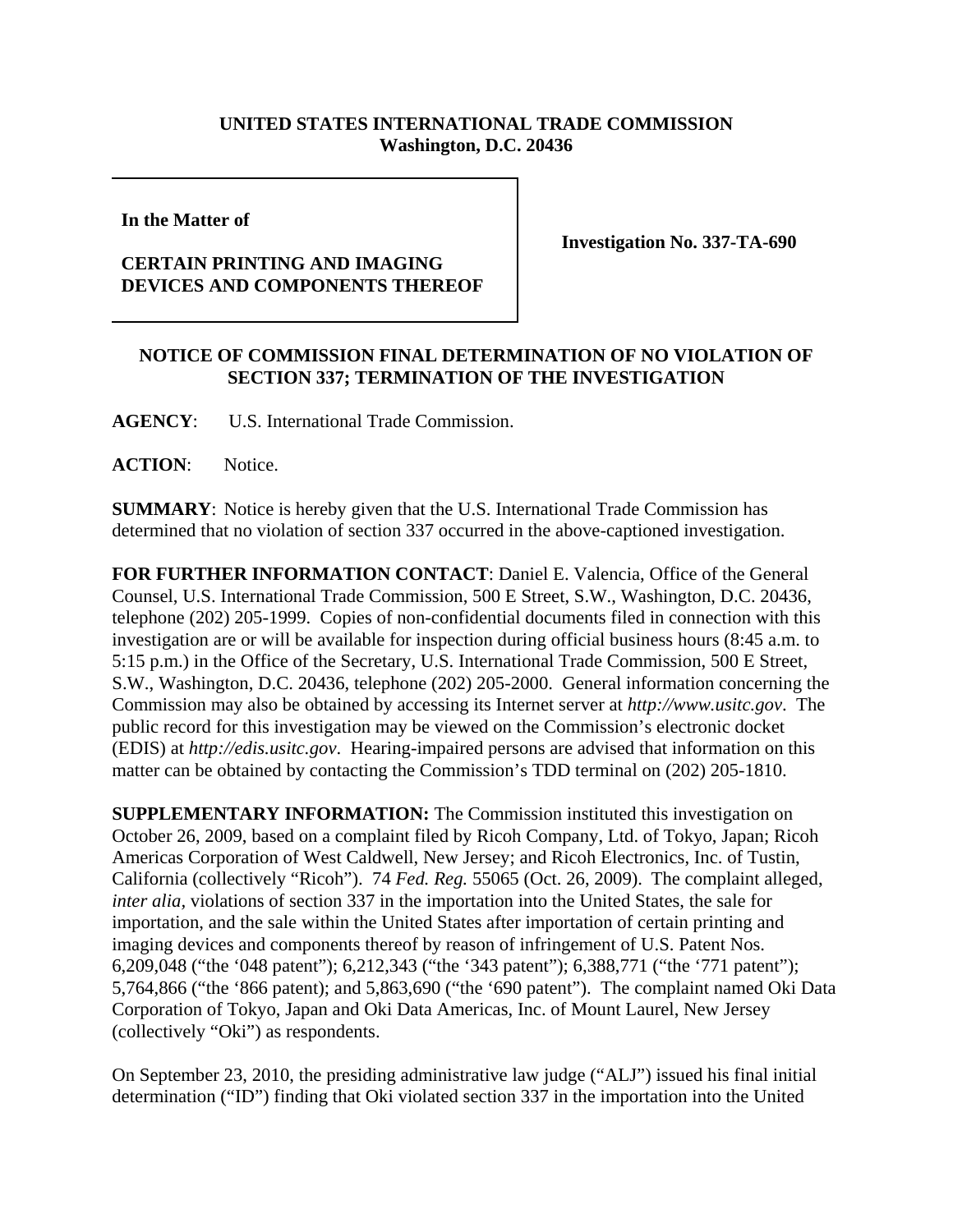**UNITED STATES INTERNATIONAL TRADE COMMISSION**
**Washington, D.C. 20436**

**In the Matter of**

**CERTAIN PRINTING AND IMAGING DEVICES AND COMPONENTS THEREOF**

**Investigation No. 337-TA-690**

## NOTICE OF COMMISSION FINAL DETERMINATION OF NO VIOLATION OF SECTION 337; TERMINATION OF THE INVESTIGATION

**AGENCY**: U.S. International Trade Commission.

**ACTION**: Notice.

**SUMMARY**: Notice is hereby given that the U.S. International Trade Commission has determined that no violation of section 337 occurred in the above-captioned investigation.

**FOR FURTHER INFORMATION CONTACT**: Daniel E. Valencia, Office of the General Counsel, U.S. International Trade Commission, 500 E Street, S.W., Washington, D.C. 20436, telephone (202) 205-1999. Copies of non-confidential documents filed in connection with this investigation are or will be available for inspection during official business hours (8:45 a.m. to 5:15 p.m.) in the Office of the Secretary, U.S. International Trade Commission, 500 E Street, S.W., Washington, D.C. 20436, telephone (202) 205-2000. General information concerning the Commission may also be obtained by accessing its Internet server at *http://www.usitc.gov*. The public record for this investigation may be viewed on the Commission's electronic docket (EDIS) at *http://edis.usitc.gov*. Hearing-impaired persons are advised that information on this matter can be obtained by contacting the Commission's TDD terminal on (202) 205-1810.

**SUPPLEMENTARY INFORMATION:** The Commission instituted this investigation on October 26, 2009, based on a complaint filed by Ricoh Company, Ltd. of Tokyo, Japan; Ricoh Americas Corporation of West Caldwell, New Jersey; and Ricoh Electronics, Inc. of Tustin, California (collectively "Ricoh"). 74 *Fed. Reg.* 55065 (Oct. 26, 2009). The complaint alleged, *inter alia*, violations of section 337 in the importation into the United States, the sale for importation, and the sale within the United States after importation of certain printing and imaging devices and components thereof by reason of infringement of U.S. Patent Nos. 6,209,048 ("the '048 patent"); 6,212,343 ("the '343 patent"); 6,388,771 ("the '771 patent"); 5,764,866 ("the '866 patent); and 5,863,690 ("the '690 patent"). The complaint named Oki Data Corporation of Tokyo, Japan and Oki Data Americas, Inc. of Mount Laurel, New Jersey (collectively "Oki") as respondents.

On September 23, 2010, the presiding administrative law judge ("ALJ") issued his final initial determination ("ID") finding that Oki violated section 337 in the importation into the United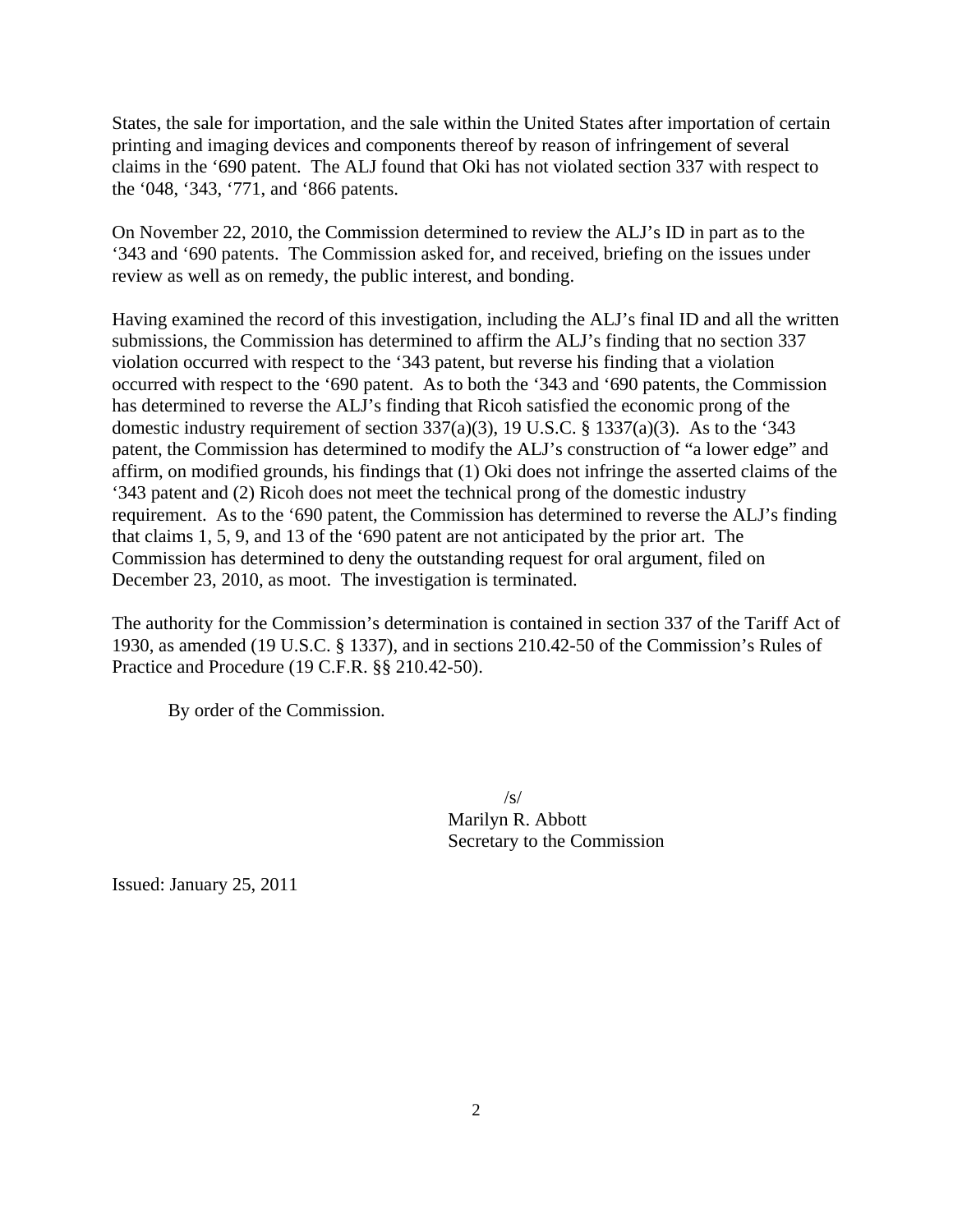States, the sale for importation, and the sale within the United States after importation of certain printing and imaging devices and components thereof by reason of infringement of several claims in the '690 patent. The ALJ found that Oki has not violated section 337 with respect to the '048, '343, '771, and '866 patents.

On November 22, 2010, the Commission determined to review the ALJ's ID in part as to the '343 and '690 patents. The Commission asked for, and received, briefing on the issues under review as well as on remedy, the public interest, and bonding.

Having examined the record of this investigation, including the ALJ's final ID and all the written submissions, the Commission has determined to affirm the ALJ's finding that no section 337 violation occurred with respect to the '343 patent, but reverse his finding that a violation occurred with respect to the '690 patent. As to both the '343 and '690 patents, the Commission has determined to reverse the ALJ's finding that Ricoh satisfied the economic prong of the domestic industry requirement of section 337(a)(3), 19 U.S.C. § 1337(a)(3). As to the '343 patent, the Commission has determined to modify the ALJ's construction of "a lower edge" and affirm, on modified grounds, his findings that (1) Oki does not infringe the asserted claims of the '343 patent and (2) Ricoh does not meet the technical prong of the domestic industry requirement. As to the '690 patent, the Commission has determined to reverse the ALJ's finding that claims 1, 5, 9, and 13 of the '690 patent are not anticipated by the prior art. The Commission has determined to deny the outstanding request for oral argument, filed on December 23, 2010, as moot. The investigation is terminated.

The authority for the Commission's determination is contained in section 337 of the Tariff Act of 1930, as amended (19 U.S.C. § 1337), and in sections 210.42-50 of the Commission's Rules of Practice and Procedure (19 C.F.R. §§ 210.42-50).

By order of the Commission.

/s/
Marilyn R. Abbott
Secretary to the Commission

Issued: January 25, 2011